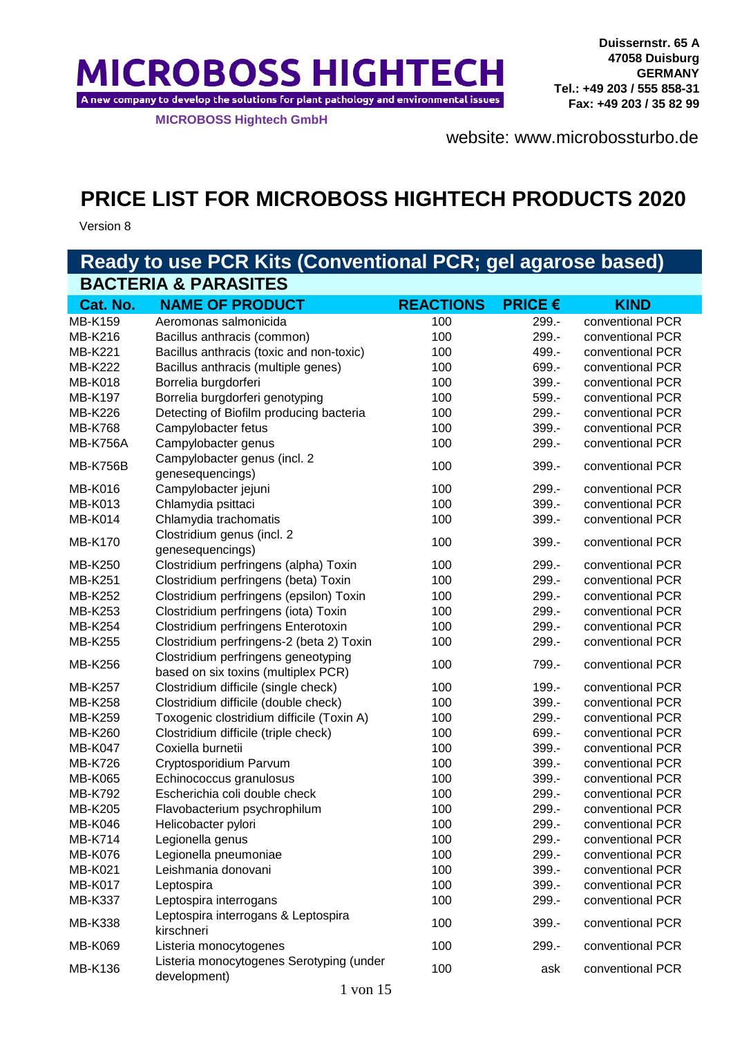# MICROBOSS HIGHTECH

A new company to develop the solutions for plant pathology and environmental issues

**MICROBOSS Hightech GmbH**

**Duissernstr. 65 A**
**47058 Duisburg**
**GERMANY**
**Tel.: +49 203 / 555 858-31**
**Fax: +49 203 / 35 82 99**

website: www.microbossturbo.de

# PRICE LIST FOR MICROBOSS HIGHTECH PRODUCTS 2020

Version 8

## Ready to use PCR Kits (Conventional PCR; gel agarose based)

### BACTERIA & PARASITES

| Cat. No. | NAME OF PRODUCT | REACTIONS | PRICE € | KIND |
|---|---|---|---|---|
| MB-K159 | Aeromonas salmonicida | 100 | 299.- | conventional PCR |
| MB-K216 | Bacillus anthracis (common) | 100 | 299.- | conventional PCR |
| MB-K221 | Bacillus anthracis (toxic and non-toxic) | 100 | 499.- | conventional PCR |
| MB-K222 | Bacillus anthracis (multiple genes) | 100 | 699.- | conventional PCR |
| MB-K018 | Borrelia burgdorferi | 100 | 399.- | conventional PCR |
| MB-K197 | Borrelia burgdorferi genotyping | 100 | 599.- | conventional PCR |
| MB-K226 | Detecting of Biofilm producing bacteria | 100 | 299.- | conventional PCR |
| MB-K768 | Campylobacter fetus | 100 | 399.- | conventional PCR |
| MB-K756A | Campylobacter genus | 100 | 299.- | conventional PCR |
| MB-K756B | Campylobacter genus (incl. 2 genesequencings) | 100 | 399.- | conventional PCR |
| MB-K016 | Campylobacter jejuni | 100 | 299.- | conventional PCR |
| MB-K013 | Chlamydia psittaci | 100 | 399.- | conventional PCR |
| MB-K014 | Chlamydia trachomatis | 100 | 399.- | conventional PCR |
| MB-K170 | Clostridium genus (incl. 2 genesequencings) | 100 | 399.- | conventional PCR |
| MB-K250 | Clostridium perfringens (alpha) Toxin | 100 | 299.- | conventional PCR |
| MB-K251 | Clostridium perfringens (beta) Toxin | 100 | 299.- | conventional PCR |
| MB-K252 | Clostridium perfringens (epsilon) Toxin | 100 | 299.- | conventional PCR |
| MB-K253 | Clostridium perfringens (iota) Toxin | 100 | 299.- | conventional PCR |
| MB-K254 | Clostridium perfringens Enterotoxin | 100 | 299.- | conventional PCR |
| MB-K255 | Clostridium perfringens-2 (beta 2) Toxin | 100 | 299.- | conventional PCR |
| MB-K256 | Clostridium perfringens geneotyping based on six toxins (multiplex PCR) | 100 | 799.- | conventional PCR |
| MB-K257 | Clostridium difficile (single check) | 100 | 199.- | conventional PCR |
| MB-K258 | Clostridium difficile (double check) | 100 | 399.- | conventional PCR |
| MB-K259 | Toxogenic clostridium difficile (Toxin A) | 100 | 299.- | conventional PCR |
| MB-K260 | Clostridium difficile (triple check) | 100 | 699.- | conventional PCR |
| MB-K047 | Coxiella burnetii | 100 | 399.- | conventional PCR |
| MB-K726 | Cryptosporidium Parvum | 100 | 399.- | conventional PCR |
| MB-K065 | Echinococcus granulosus | 100 | 399.- | conventional PCR |
| MB-K792 | Escherichia coli double check | 100 | 299.- | conventional PCR |
| MB-K205 | Flavobacterium psychrophilum | 100 | 299.- | conventional PCR |
| MB-K046 | Helicobacter pylori | 100 | 299.- | conventional PCR |
| MB-K714 | Legionella genus | 100 | 299.- | conventional PCR |
| MB-K076 | Legionella pneumoniae | 100 | 299.- | conventional PCR |
| MB-K021 | Leishmania donovani | 100 | 399.- | conventional PCR |
| MB-K017 | Leptospira | 100 | 399.- | conventional PCR |
| MB-K337 | Leptospira interrogans | 100 | 299.- | conventional PCR |
| MB-K338 | Leptospira interrogans & Leptospira kirschneri | 100 | 399.- | conventional PCR |
| MB-K069 | Listeria monocytogenes | 100 | 299.- | conventional PCR |
| MB-K136 | Listeria monocytogenes Serotyping (under development) | 100 | ask | conventional PCR |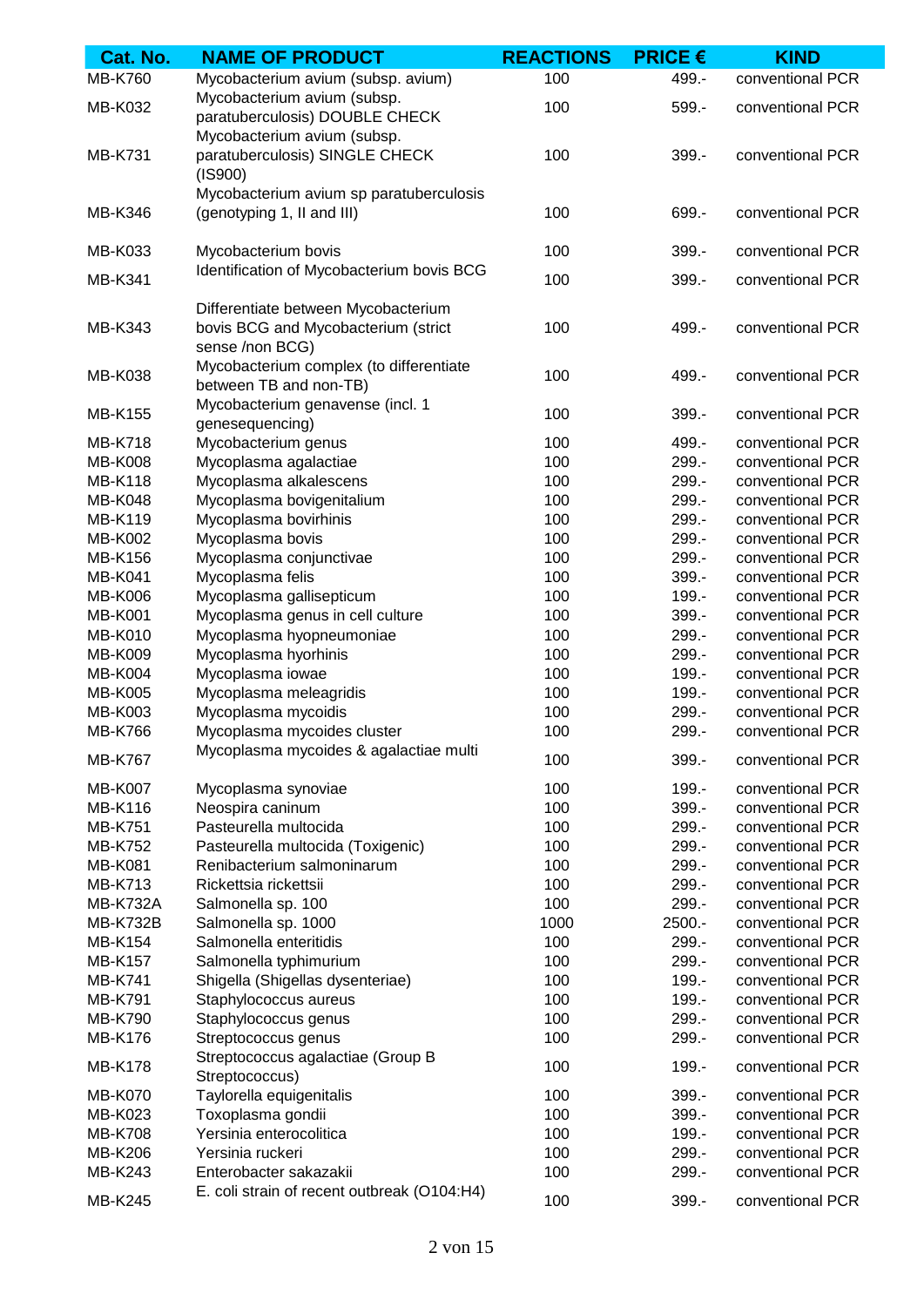| Cat. No. | NAME OF PRODUCT | REACTIONS | PRICE € | KIND |
|---|---|---|---|---|
| MB-K760 | Mycobacterium avium (subsp. avium) | 100 | 499.- | conventional PCR |
| MB-K032 | Mycobacterium avium (subsp. paratuberculosis) DOUBLE CHECK | 100 | 599.- | conventional PCR |
| MB-K731 | Mycobacterium avium (subsp. paratuberculosis) SINGLE CHECK (IS900) | 100 | 399.- | conventional PCR |
| MB-K346 | Mycobacterium avium sp paratuberculosis (genotyping 1, II and III) | 100 | 699.- | conventional PCR |
| MB-K033 | Mycobacterium bovis | 100 | 399.- | conventional PCR |
| MB-K341 | Identification of Mycobacterium bovis BCG | 100 | 399.- | conventional PCR |
| MB-K343 | Differentiate between Mycobacterium bovis BCG and Mycobacterium (strict sense /non BCG) | 100 | 499.- | conventional PCR |
| MB-K038 | Mycobacterium complex (to differentiate between TB and non-TB) | 100 | 499.- | conventional PCR |
| MB-K155 | Mycobacterium genavense (incl. 1 genesequencing) | 100 | 399.- | conventional PCR |
| MB-K718 | Mycobacterium genus | 100 | 499.- | conventional PCR |
| MB-K008 | Mycoplasma agalactiae | 100 | 299.- | conventional PCR |
| MB-K118 | Mycoplasma alkalescens | 100 | 299.- | conventional PCR |
| MB-K048 | Mycoplasma bovigenitalium | 100 | 299.- | conventional PCR |
| MB-K119 | Mycoplasma bovirhinis | 100 | 299.- | conventional PCR |
| MB-K002 | Mycoplasma bovis | 100 | 299.- | conventional PCR |
| MB-K156 | Mycoplasma conjunctivae | 100 | 299.- | conventional PCR |
| MB-K041 | Mycoplasma felis | 100 | 399.- | conventional PCR |
| MB-K006 | Mycoplasma gallisepticum | 100 | 199.- | conventional PCR |
| MB-K001 | Mycoplasma genus in cell culture | 100 | 399.- | conventional PCR |
| MB-K010 | Mycoplasma hyopneumoniae | 100 | 299.- | conventional PCR |
| MB-K009 | Mycoplasma hyorhinis | 100 | 299.- | conventional PCR |
| MB-K004 | Mycoplasma iowae | 100 | 199.- | conventional PCR |
| MB-K005 | Mycoplasma meleagridis | 100 | 199.- | conventional PCR |
| MB-K003 | Mycoplasma mycoidis | 100 | 299.- | conventional PCR |
| MB-K766 | Mycoplasma mycoides cluster | 100 | 299.- | conventional PCR |
| MB-K767 | Mycoplasma mycoides & agalactiae multi | 100 | 399.- | conventional PCR |
| MB-K007 | Mycoplasma synoviae | 100 | 199.- | conventional PCR |
| MB-K116 | Neospira caninum | 100 | 399.- | conventional PCR |
| MB-K751 | Pasteurella multocida | 100 | 299.- | conventional PCR |
| MB-K752 | Pasteurella multocida (Toxigenic) | 100 | 299.- | conventional PCR |
| MB-K081 | Renibacterium salmoninarum | 100 | 299.- | conventional PCR |
| MB-K713 | Rickettsia rickettsii | 100 | 299.- | conventional PCR |
| MB-K732A | Salmonella sp. 100 | 100 | 299.- | conventional PCR |
| MB-K732B | Salmonella sp. 1000 | 1000 | 2500.- | conventional PCR |
| MB-K154 | Salmonella enteritidis | 100 | 299.- | conventional PCR |
| MB-K157 | Salmonella typhimurium | 100 | 299.- | conventional PCR |
| MB-K741 | Shigella (Shigellas dysenteriae) | 100 | 199.- | conventional PCR |
| MB-K791 | Staphylococcus aureus | 100 | 199.- | conventional PCR |
| MB-K790 | Staphylococcus genus | 100 | 299.- | conventional PCR |
| MB-K176 | Streptococcus genus | 100 | 299.- | conventional PCR |
| MB-K178 | Streptococcus agalactiae (Group B Streptococcus) | 100 | 199.- | conventional PCR |
| MB-K070 | Taylorella equigenitalis | 100 | 399.- | conventional PCR |
| MB-K023 | Toxoplasma gondii | 100 | 399.- | conventional PCR |
| MB-K708 | Yersinia enterocolitica | 100 | 199.- | conventional PCR |
| MB-K206 | Yersinia ruckeri | 100 | 299.- | conventional PCR |
| MB-K243 | Enterobacter sakazakii | 100 | 299.- | conventional PCR |
| MB-K245 | E. coli strain of recent outbreak (O104:H4) | 100 | 399.- | conventional PCR |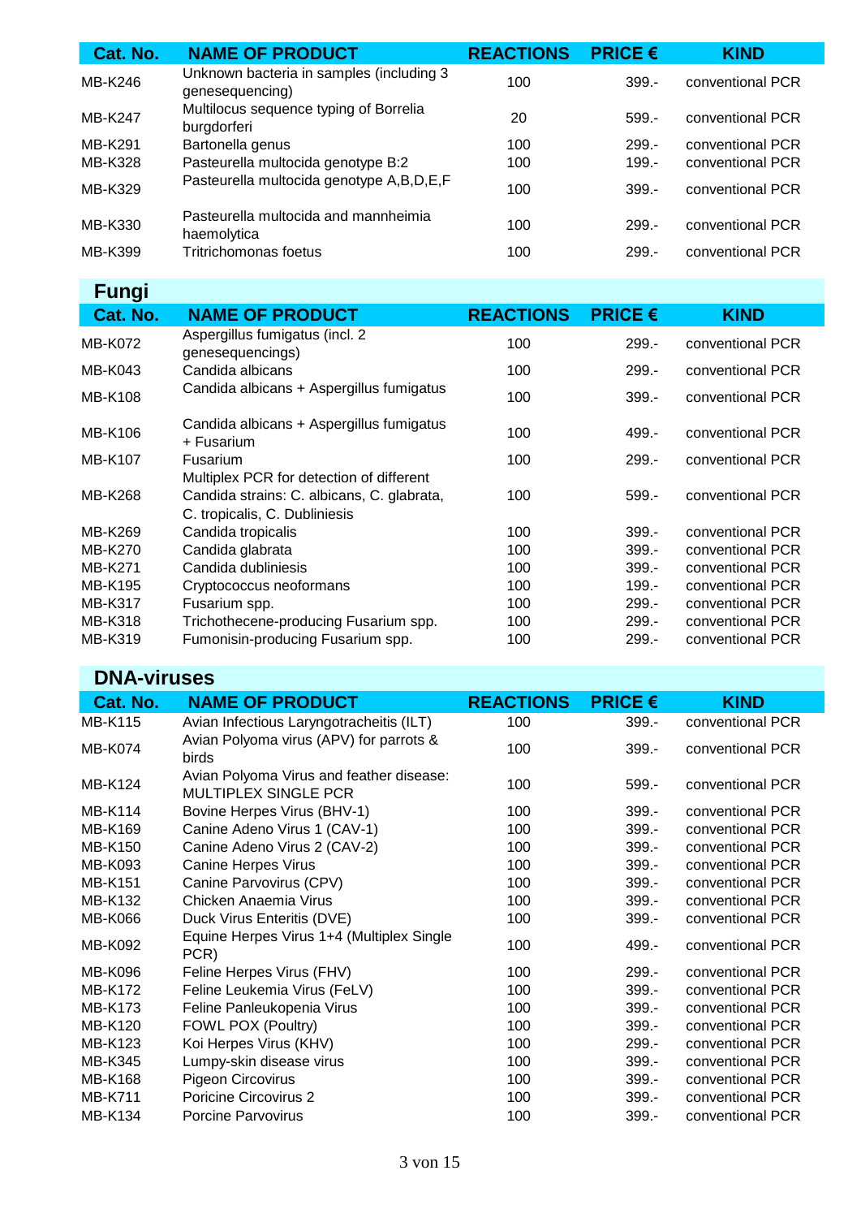| Cat. No. | NAME OF PRODUCT | REACTIONS | PRICE € | KIND |
|---|---|---|---|---|
| MB-K246 | Unknown bacteria in samples (including 3 genesequencing) | 100 | 399.- | conventional PCR |
| MB-K247 | Multilocus sequence typing of Borrelia burgdorferi | 20 | 599.- | conventional PCR |
| MB-K291 | Bartonella genus | 100 | 299.- | conventional PCR |
| MB-K328 | Pasteurella multocida genotype B:2 | 100 | 199.- | conventional PCR |
| MB-K329 | Pasteurella multocida genotype A,B,D,E,F | 100 | 399.- | conventional PCR |
| MB-K330 | Pasteurella multocida and mannheimia haemolytica | 100 | 299.- | conventional PCR |
| MB-K399 | Tritrichomonas foetus | 100 | 299.- | conventional PCR |

## Fungi

| Cat. No. | NAME OF PRODUCT | REACTIONS | PRICE € | KIND |
|---|---|---|---|---|
| MB-K072 | Aspergillus fumigatus (incl. 2 genesequencings) | 100 | 299.- | conventional PCR |
| MB-K043 | Candida albicans | 100 | 299.- | conventional PCR |
| MB-K108 | Candida albicans + Aspergillus fumigatus | 100 | 399.- | conventional PCR |
| MB-K106 | Candida albicans + Aspergillus fumigatus + Fusarium | 100 | 499.- | conventional PCR |
| MB-K107 | Fusarium | 100 | 299.- | conventional PCR |
| MB-K268 | Multiplex PCR for detection of different Candida strains: C. albicans, C. glabrata, C. tropicalis, C. Dubliniesis | 100 | 599.- | conventional PCR |
| MB-K269 | Candida tropicalis | 100 | 399.- | conventional PCR |
| MB-K270 | Candida glabrata | 100 | 399.- | conventional PCR |
| MB-K271 | Candida dubliniesis | 100 | 399.- | conventional PCR |
| MB-K195 | Cryptococcus neoformans | 100 | 199.- | conventional PCR |
| MB-K317 | Fusarium spp. | 100 | 299.- | conventional PCR |
| MB-K318 | Trichothecene-producing Fusarium spp. | 100 | 299.- | conventional PCR |
| MB-K319 | Fumonisin-producing Fusarium spp. | 100 | 299.- | conventional PCR |

## DNA-viruses

| Cat. No. | NAME OF PRODUCT | REACTIONS | PRICE € | KIND |
|---|---|---|---|---|
| MB-K115 | Avian Infectious Laryngotracheitis (ILT) | 100 | 399.- | conventional PCR |
| MB-K074 | Avian Polyoma virus (APV) for parrots & birds | 100 | 399.- | conventional PCR |
| MB-K124 | Avian Polyoma Virus and feather disease: MULTIPLEX SINGLE PCR | 100 | 599.- | conventional PCR |
| MB-K114 | Bovine Herpes Virus (BHV-1) | 100 | 399.- | conventional PCR |
| MB-K169 | Canine Adeno Virus 1 (CAV-1) | 100 | 399.- | conventional PCR |
| MB-K150 | Canine Adeno Virus 2 (CAV-2) | 100 | 399.- | conventional PCR |
| MB-K093 | Canine Herpes Virus | 100 | 399.- | conventional PCR |
| MB-K151 | Canine Parvovirus (CPV) | 100 | 399.- | conventional PCR |
| MB-K132 | Chicken Anaemia Virus | 100 | 399.- | conventional PCR |
| MB-K066 | Duck Virus Enteritis (DVE) | 100 | 399.- | conventional PCR |
| MB-K092 | Equine Herpes Virus 1+4 (Multiplex Single PCR) | 100 | 499.- | conventional PCR |
| MB-K096 | Feline Herpes Virus (FHV) | 100 | 299.- | conventional PCR |
| MB-K172 | Feline Leukemia Virus (FeLV) | 100 | 399.- | conventional PCR |
| MB-K173 | Feline Panleukopenia Virus | 100 | 399.- | conventional PCR |
| MB-K120 | FOWL POX (Poultry) | 100 | 399.- | conventional PCR |
| MB-K123 | Koi Herpes Virus (KHV) | 100 | 299.- | conventional PCR |
| MB-K345 | Lumpy-skin disease virus | 100 | 399.- | conventional PCR |
| MB-K168 | Pigeon Circovirus | 100 | 399.- | conventional PCR |
| MB-K711 | Poricine Circovirus 2 | 100 | 399.- | conventional PCR |
| MB-K134 | Porcine Parvovirus | 100 | 399.- | conventional PCR |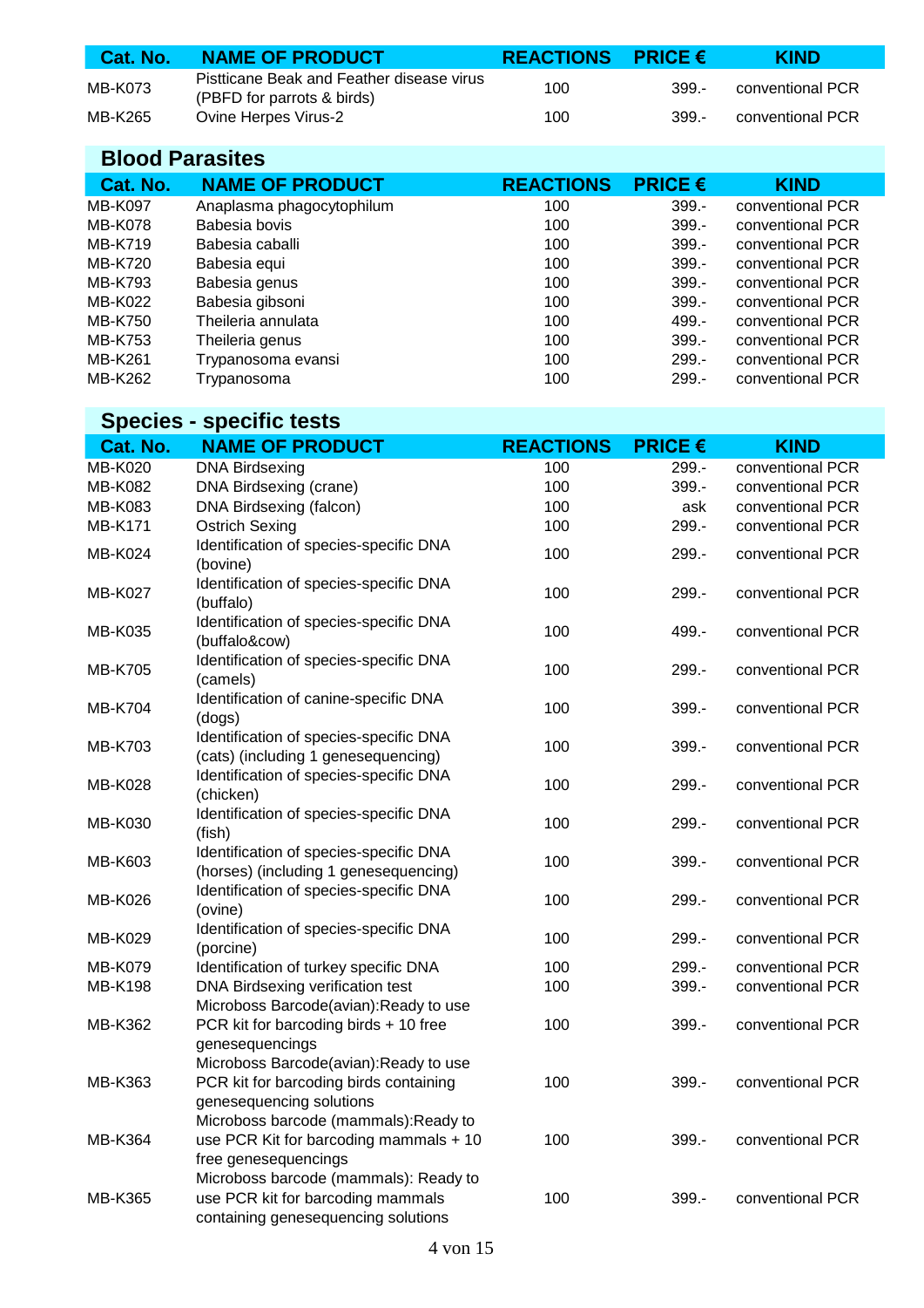| Cat. No. | NAME OF PRODUCT | REACTIONS | PRICE € | KIND |
|---|---|---|---|---|
| MB-K073 | Pistticane Beak and Feather disease virus (PBFD for parrots & birds) | 100 | 399.- | conventional PCR |
| MB-K265 | Ovine Herpes Virus-2 | 100 | 399.- | conventional PCR |

## Blood Parasites

| Cat. No. | NAME OF PRODUCT | REACTIONS | PRICE € | KIND |
|---|---|---|---|---|
| MB-K097 | Anaplasma phagocytophilum | 100 | 399.- | conventional PCR |
| MB-K078 | Babesia bovis | 100 | 399.- | conventional PCR |
| MB-K719 | Babesia caballi | 100 | 399.- | conventional PCR |
| MB-K720 | Babesia equi | 100 | 399.- | conventional PCR |
| MB-K793 | Babesia genus | 100 | 399.- | conventional PCR |
| MB-K022 | Babesia gibsoni | 100 | 399.- | conventional PCR |
| MB-K750 | Theileria annulata | 100 | 499.- | conventional PCR |
| MB-K753 | Theileria genus | 100 | 399.- | conventional PCR |
| MB-K261 | Trypanosoma evansi | 100 | 299.- | conventional PCR |
| MB-K262 | Trypanosoma | 100 | 299.- | conventional PCR |

## Species - specific tests

| Cat. No. | NAME OF PRODUCT | REACTIONS | PRICE € | KIND |
|---|---|---|---|---|
| MB-K020 | DNA Birdsexing | 100 | 299.- | conventional PCR |
| MB-K082 | DNA Birdsexing (crane) | 100 | 399.- | conventional PCR |
| MB-K083 | DNA Birdsexing (falcon) | 100 | ask | conventional PCR |
| MB-K171 | Ostrich Sexing | 100 | 299.- | conventional PCR |
| MB-K024 | Identification of species-specific DNA (bovine) | 100 | 299.- | conventional PCR |
| MB-K027 | Identification of species-specific DNA (buffalo) | 100 | 299.- | conventional PCR |
| MB-K035 | Identification of species-specific DNA (buffalo&cow) | 100 | 499.- | conventional PCR |
| MB-K705 | Identification of species-specific DNA (camels) | 100 | 299.- | conventional PCR |
| MB-K704 | Identification of canine-specific DNA (dogs) | 100 | 399.- | conventional PCR |
| MB-K703 | Identification of species-specific DNA (cats) (including 1 genesequencing) | 100 | 399.- | conventional PCR |
| MB-K028 | Identification of species-specific DNA (chicken) | 100 | 299.- | conventional PCR |
| MB-K030 | Identification of species-specific DNA (fish) | 100 | 299.- | conventional PCR |
| MB-K603 | Identification of species-specific DNA (horses) (including 1 genesequencing) | 100 | 399.- | conventional PCR |
| MB-K026 | Identification of species-specific DNA (ovine) | 100 | 299.- | conventional PCR |
| MB-K029 | Identification of species-specific DNA (porcine) | 100 | 299.- | conventional PCR |
| MB-K079 | Identification of turkey specific DNA | 100 | 299.- | conventional PCR |
| MB-K198 | DNA Birdsexing verification test | 100 | 399.- | conventional PCR |
| MB-K362 | Microboss Barcode(avian):Ready to use PCR kit for barcoding birds + 10 free genesequencings | 100 | 399.- | conventional PCR |
| MB-K363 | Microboss Barcode(avian):Ready to use PCR kit for barcoding birds containing genesequencing solutions | 100 | 399.- | conventional PCR |
| MB-K364 | Microboss barcode (mammals):Ready to use PCR Kit for barcoding mammals + 10 free genesequencings | 100 | 399.- | conventional PCR |
| MB-K365 | Microboss barcode (mammals): Ready to use PCR kit for barcoding mammals containing genesequencing solutions | 100 | 399.- | conventional PCR |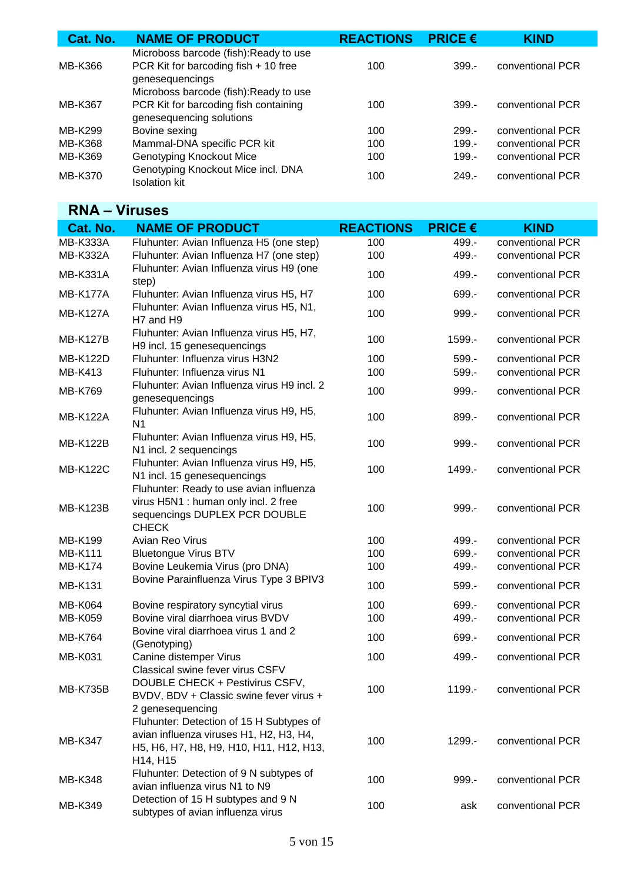| Cat. No. | NAME OF PRODUCT | REACTIONS | PRICE € | KIND |
|---|---|---|---|---|
| MB-K366 | Microboss barcode (fish):Ready to use PCR Kit for barcoding fish + 10 free genesequencings | 100 | 399.- | conventional PCR |
| MB-K367 | Microboss barcode (fish):Ready to use PCR Kit for barcoding fish containing genesequencing solutions | 100 | 399.- | conventional PCR |
| MB-K299 | Bovine sexing | 100 | 299.- | conventional PCR |
| MB-K368 | Mammal-DNA specific PCR kit | 100 | 199.- | conventional PCR |
| MB-K369 | Genotyping Knockout Mice | 100 | 199.- | conventional PCR |
| MB-K370 | Genotyping Knockout Mice incl. DNA Isolation kit | 100 | 249.- | conventional PCR |

## RNA – Viruses

| Cat. No. | NAME OF PRODUCT | REACTIONS | PRICE € | KIND |
|---|---|---|---|---|
| MB-K333A | Fluhunter: Avian Influenza H5 (one step) | 100 | 499.- | conventional PCR |
| MB-K332A | Fluhunter: Avian Influenza H7 (one step) | 100 | 499.- | conventional PCR |
| MB-K331A | Fluhunter: Avian Influenza virus H9 (one step) | 100 | 499.- | conventional PCR |
| MB-K177A | Fluhunter: Avian Influenza virus H5, H7 | 100 | 699.- | conventional PCR |
| MB-K127A | Fluhunter: Avian Influenza virus H5, N1, H7 and H9 | 100 | 999.- | conventional PCR |
| MB-K127B | Fluhunter: Avian Influenza virus H5, H7, H9 incl. 15 genesequencings | 100 | 1599.- | conventional PCR |
| MB-K122D | Fluhunter: Influenza virus H3N2 | 100 | 599.- | conventional PCR |
| MB-K413 | Fluhunter: Influenza virus N1 | 100 | 599.- | conventional PCR |
| MB-K769 | Fluhunter: Avian Influenza virus H9 incl. 2 genesequencings | 100 | 999.- | conventional PCR |
| MB-K122A | Fluhunter: Avian Influenza virus H9, H5, N1 | 100 | 899.- | conventional PCR |
| MB-K122B | Fluhunter: Avian Influenza virus H9, H5, N1 incl. 2 sequencings | 100 | 999.- | conventional PCR |
| MB-K122C | Fluhunter: Avian Influenza virus H9, H5, N1 incl. 15 genesequencings | 100 | 1499.- | conventional PCR |
| MB-K123B | Fluhunter: Ready to use avian influenza virus H5N1 : human only incl. 2 free sequencings DUPLEX PCR DOUBLE CHECK | 100 | 999.- | conventional PCR |
| MB-K199 | Avian Reo Virus | 100 | 499.- | conventional PCR |
| MB-K111 | Bluetongue Virus BTV | 100 | 699.- | conventional PCR |
| MB-K174 | Bovine Leukemia Virus (pro DNA) | 100 | 499.- | conventional PCR |
| MB-K131 | Bovine Parainfluenza Virus Type 3 BPIV3 | 100 | 599.- | conventional PCR |
| MB-K064 | Bovine respiratory syncytial virus | 100 | 699.- | conventional PCR |
| MB-K059 | Bovine viral diarrhoea virus BVDV | 100 | 499.- | conventional PCR |
| MB-K764 | Bovine viral diarrhoea virus 1 and 2 (Genotyping) | 100 | 699.- | conventional PCR |
| MB-K031 | Canine distemper Virus | 100 | 499.- | conventional PCR |
| MB-K735B | Classical swine fever virus CSFV DOUBLE CHECK + Pestivirus CSFV, BVDV, BDV + Classic swine fever virus + 2 genesequencing | 100 | 1199.- | conventional PCR |
| MB-K347 | Fluhunter: Detection of 15 H Subtypes of avian influenza viruses H1, H2, H3, H4, H5, H6, H7, H8, H9, H10, H11, H12, H13, H14, H15 | 100 | 1299.- | conventional PCR |
| MB-K348 | Fluhunter: Detection of 9 N subtypes of avian influenza virus N1 to N9 | 100 | 999.- | conventional PCR |
| MB-K349 | Detection of 15 H subtypes and 9 N subtypes of avian influenza virus | 100 | ask | conventional PCR |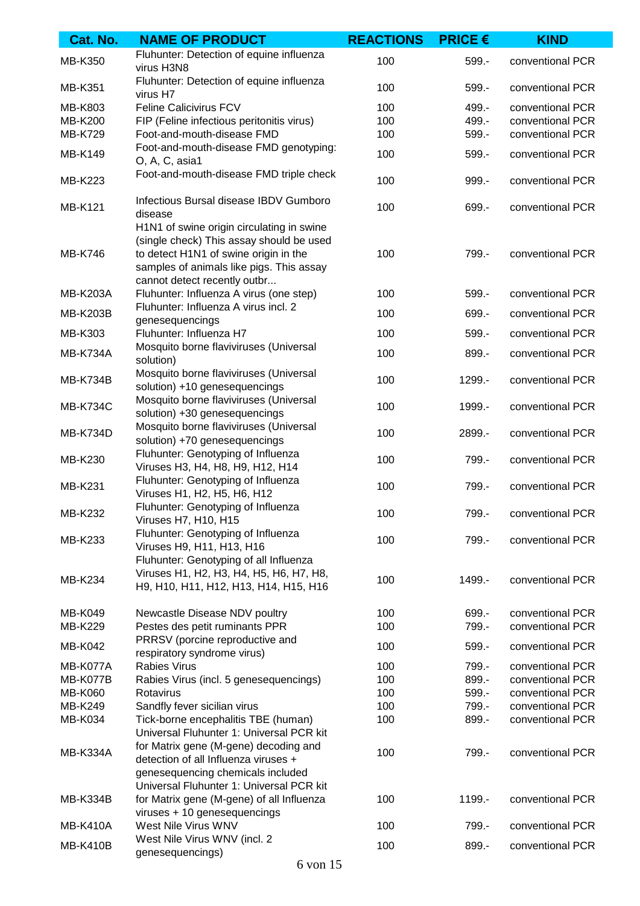| Cat. No. | NAME OF PRODUCT | REACTIONS | PRICE € | KIND |
|---|---|---|---|---|
| MB-K350 | Fluhunter: Detection of equine influenza virus H3N8 | 100 | 599.- | conventional PCR |
| MB-K351 | Fluhunter: Detection of equine influenza virus H7 | 100 | 599.- | conventional PCR |
| MB-K803 | Feline Calicivirus FCV | 100 | 499.- | conventional PCR |
| MB-K200 | FIP (Feline infectious peritonitis virus) | 100 | 499.- | conventional PCR |
| MB-K729 | Foot-and-mouth-disease FMD | 100 | 599.- | conventional PCR |
| MB-K149 | Foot-and-mouth-disease FMD genotyping: O, A, C, asia1 | 100 | 599.- | conventional PCR |
| MB-K223 | Foot-and-mouth-disease FMD triple check | 100 | 999.- | conventional PCR |
| MB-K121 | Infectious Bursal disease IBDV Gumboro disease | 100 | 699.- | conventional PCR |
| MB-K746 | H1N1 of swine origin circulating in swine (single check) This assay should be used to detect H1N1 of swine origin in the samples of animals like pigs. This assay cannot detect recently outbr... | 100 | 799.- | conventional PCR |
| MB-K203A | Fluhunter: Influenza A virus (one step) | 100 | 599.- | conventional PCR |
| MB-K203B | Fluhunter: Influenza A virus incl. 2 genesequencings | 100 | 699.- | conventional PCR |
| MB-K303 | Fluhunter: Influenza H7 | 100 | 599.- | conventional PCR |
| MB-K734A | Mosquito borne flaviviruses (Universal solution) | 100 | 899.- | conventional PCR |
| MB-K734B | Mosquito borne flaviviruses (Universal solution) +10 genesequencings | 100 | 1299.- | conventional PCR |
| MB-K734C | Mosquito borne flaviviruses (Universal solution) +30 genesequencings | 100 | 1999.- | conventional PCR |
| MB-K734D | Mosquito borne flaviviruses (Universal solution) +70 genesequencings | 100 | 2899.- | conventional PCR |
| MB-K230 | Fluhunter: Genotyping of Influenza Viruses H3, H4, H8, H9, H12, H14 | 100 | 799.- | conventional PCR |
| MB-K231 | Fluhunter: Genotyping of Influenza Viruses H1, H2, H5, H6, H12 | 100 | 799.- | conventional PCR |
| MB-K232 | Fluhunter: Genotyping of Influenza Viruses H7, H10, H15 | 100 | 799.- | conventional PCR |
| MB-K233 | Fluhunter: Genotyping of Influenza Viruses H9, H11, H13, H16 | 100 | 799.- | conventional PCR |
| MB-K234 | Fluhunter: Genotyping of all Influenza Viruses H1, H2, H3, H4, H5, H6, H7, H8, H9, H10, H11, H12, H13, H14, H15, H16 | 100 | 1499.- | conventional PCR |
| MB-K049 | Newcastle Disease NDV poultry | 100 | 699.- | conventional PCR |
| MB-K229 | Pestes des petit ruminants PPR | 100 | 799.- | conventional PCR |
| MB-K042 | PRRSV (porcine reproductive and respiratory syndrome virus) | 100 | 599.- | conventional PCR |
| MB-K077A | Rabies Virus | 100 | 799.- | conventional PCR |
| MB-K077B | Rabies Virus (incl. 5 genesequencings) | 100 | 899.- | conventional PCR |
| MB-K060 | Rotavirus | 100 | 599.- | conventional PCR |
| MB-K249 | Sandfly fever sicilian virus | 100 | 799.- | conventional PCR |
| MB-K034 | Tick-borne encephalitis TBE (human) | 100 | 899.- | conventional PCR |
| MB-K334A | Universal Fluhunter 1: Universal PCR kit for Matrix gene (M-gene) decoding and detection of all Influenza viruses + genesequencing chemicals included | 100 | 799.- | conventional PCR |
| MB-K334B | Universal Fluhunter 1: Universal PCR kit for Matrix gene (M-gene) of all Influenza viruses + 10 genesequencings | 100 | 1199.- | conventional PCR |
| MB-K410A | West Nile Virus WNV | 100 | 799.- | conventional PCR |
| MB-K410B | West Nile Virus WNV (incl. 2 genesequencings) | 100 | 899.- | conventional PCR |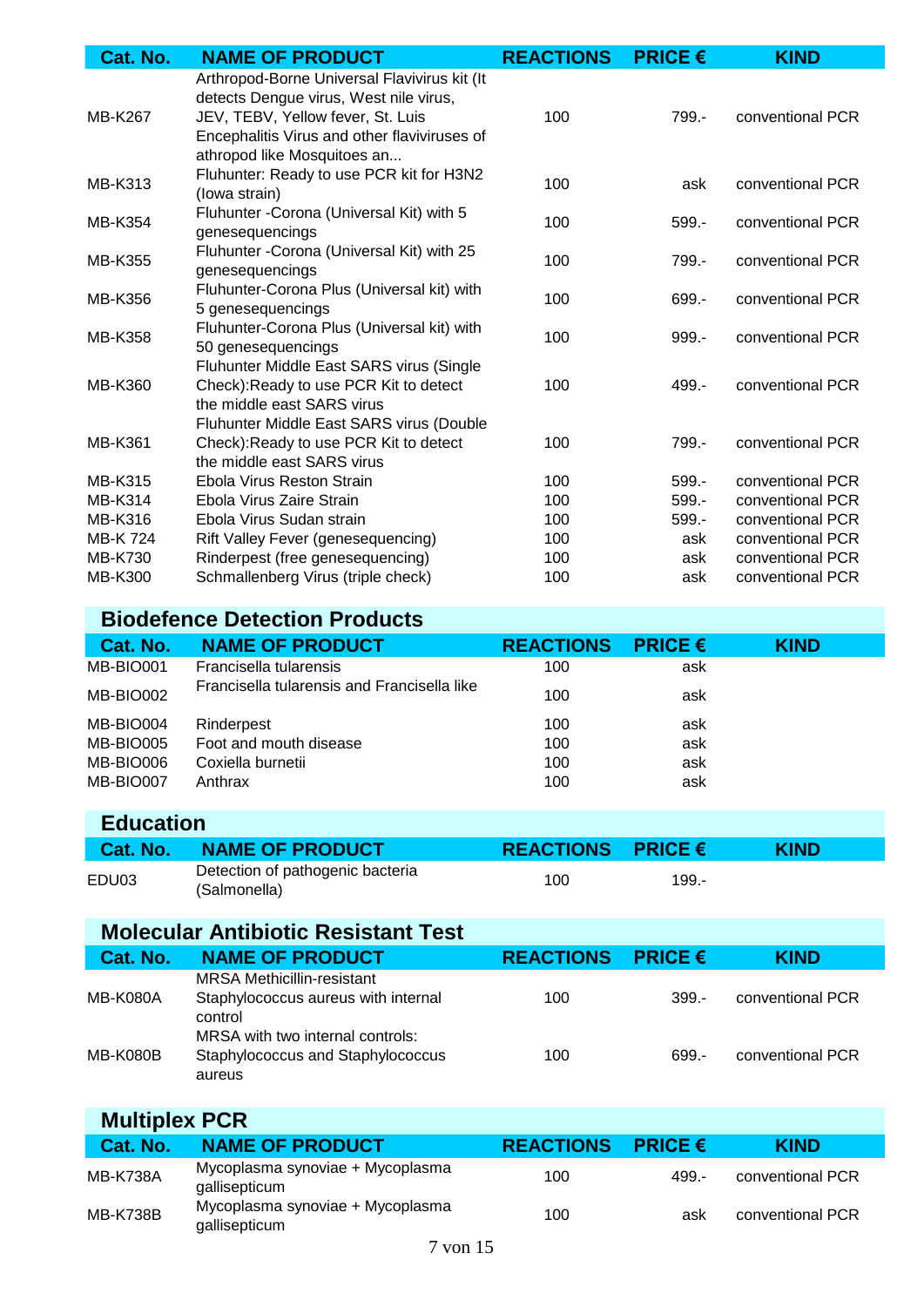| Cat. No. | NAME OF PRODUCT | REACTIONS | PRICE € | KIND |
|---|---|---|---|---|
| MB-K267 | Arthropod-Borne Universal Flavivirus kit (It detects Dengue virus, West nile virus, JEV, TEBV, Yellow fever, St. Luis Encephalitis Virus and other flaviviruses of athropod like Mosquitoes an... | 100 | 799.- | conventional PCR |
| MB-K313 | Fluhunter: Ready to use PCR kit for H3N2 (Iowa strain) | 100 | ask | conventional PCR |
| MB-K354 | Fluhunter -Corona (Universal Kit) with 5 genesequencings | 100 | 599.- | conventional PCR |
| MB-K355 | Fluhunter -Corona (Universal Kit) with 25 genesequencings | 100 | 799.- | conventional PCR |
| MB-K356 | Fluhunter-Corona Plus (Universal kit) with 5 genesequencings | 100 | 699.- | conventional PCR |
| MB-K358 | Fluhunter-Corona Plus (Universal kit) with 50 genesequencings | 100 | 999.- | conventional PCR |
| MB-K360 | Fluhunter Middle East SARS virus (Single Check):Ready to use PCR Kit to detect the middle east SARS virus | 100 | 499.- | conventional PCR |
| MB-K361 | Fluhunter Middle East SARS virus (Double Check):Ready to use PCR Kit to detect the middle east SARS virus | 100 | 799.- | conventional PCR |
| MB-K315 | Ebola Virus Reston Strain | 100 | 599.- | conventional PCR |
| MB-K314 | Ebola Virus Zaire Strain | 100 | 599.- | conventional PCR |
| MB-K316 | Ebola Virus Sudan strain | 100 | 599.- | conventional PCR |
| MB-K 724 | Rift Valley Fever (genesequencing) | 100 | ask | conventional PCR |
| MB-K730 | Rinderpest (free genesequencing) | 100 | ask | conventional PCR |
| MB-K300 | Schmallenberg Virus (triple check) | 100 | ask | conventional PCR |

## Biodefence Detection Products

| Cat. No. | NAME OF PRODUCT | REACTIONS | PRICE € | KIND |
|---|---|---|---|---|
| MB-BIO001 | Francisella tularensis | 100 | ask | |
| MB-BIO002 | Francisella tularensis and Francisella like | 100 | ask | |
| MB-BIO004 | Rinderpest | 100 | ask | |
| MB-BIO005 | Foot and mouth disease | 100 | ask | |
| MB-BIO006 | Coxiella burnetii | 100 | ask | |
| MB-BIO007 | Anthrax | 100 | ask | |

## Education

| Cat. No. | NAME OF PRODUCT | REACTIONS | PRICE € | KIND |
|---|---|---|---|---|
| EDU03 | Detection of pathogenic bacteria (Salmonella) | 100 | 199.- | |

## Molecular Antibiotic Resistant Test

| Cat. No. | NAME OF PRODUCT | REACTIONS | PRICE € | KIND |
|---|---|---|---|---|
| MB-K080A | MRSA Methicillin-resistant Staphylococcus aureus with internal control | 100 | 399.- | conventional PCR |
| MB-K080B | MRSA with two internal controls: Staphylococcus and Staphylococcus aureus | 100 | 699.- | conventional PCR |

## Multiplex PCR

| Cat. No. | NAME OF PRODUCT | REACTIONS | PRICE € | KIND |
|---|---|---|---|---|
| MB-K738A | Mycoplasma synoviae + Mycoplasma gallisepticum | 100 | 499.- | conventional PCR |
| MB-K738B | Mycoplasma synoviae + Mycoplasma gallisepticum | 100 | ask | conventional PCR |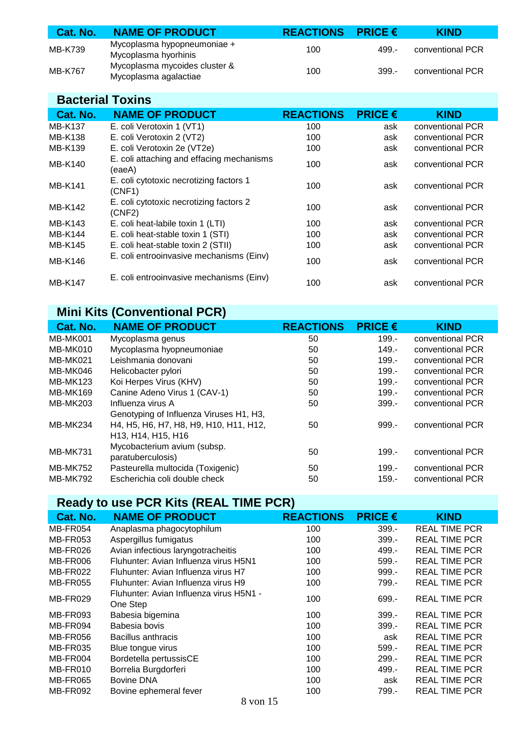| Cat. No. | NAME OF PRODUCT | REACTIONS | PRICE € | KIND |
|---|---|---|---|---|
| MB-K739 | Mycoplasma hypopneumoniae + Mycoplasma hyorhinis | 100 | 499.- | conventional PCR |
| MB-K767 | Mycoplasma mycoides cluster & Mycoplasma agalactiae | 100 | 399.- | conventional PCR |

## Bacterial Toxins

| Cat. No. | NAME OF PRODUCT | REACTIONS | PRICE € | KIND |
|---|---|---|---|---|
| MB-K137 | E. coli Verotoxin 1 (VT1) | 100 | ask | conventional PCR |
| MB-K138 | E. coli Verotoxin 2 (VT2) | 100 | ask | conventional PCR |
| MB-K139 | E. coli Verotoxin 2e (VT2e) | 100 | ask | conventional PCR |
| MB-K140 | E. coli attaching and effacing mechanisms (eaeA) | 100 | ask | conventional PCR |
| MB-K141 | E. coli cytotoxic necrotizing factors 1 (CNF1) | 100 | ask | conventional PCR |
| MB-K142 | E. coli cytotoxic necrotizing factors 2 (CNF2) | 100 | ask | conventional PCR |
| MB-K143 | E. coli heat-labile toxin 1 (LTI) | 100 | ask | conventional PCR |
| MB-K144 | E. coli heat-stable toxin 1 (STI) | 100 | ask | conventional PCR |
| MB-K145 | E. coli heat-stable toxin 2 (STII) | 100 | ask | conventional PCR |
| MB-K146 | E. coli entroinvasive mechanisms (Einv) | 100 | ask | conventional PCR |
| MB-K147 | E. coli entroinvasive mechanisms (Einv) | 100 | ask | conventional PCR |

## Mini Kits (Conventional PCR)

| Cat. No. | NAME OF PRODUCT | REACTIONS | PRICE € | KIND |
|---|---|---|---|---|
| MB-MK001 | Mycoplasma genus | 50 | 199.- | conventional PCR |
| MB-MK010 | Mycoplasma hyopneumoniae | 50 | 149.- | conventional PCR |
| MB-MK021 | Leishmania donovani | 50 | 199.- | conventional PCR |
| MB-MK046 | Helicobacter pylori | 50 | 199.- | conventional PCR |
| MB-MK123 | Koi Herpes Virus (KHV) | 50 | 199.- | conventional PCR |
| MB-MK169 | Canine Adeno Virus 1 (CAV-1) | 50 | 199.- | conventional PCR |
| MB-MK203 | Influenza virus A | 50 | 399.- | conventional PCR |
| MB-MK234 | Genotyping of Influenza Viruses H1, H3, H4, H5, H6, H7, H8, H9, H10, H11, H12, H13, H14, H15, H16 | 50 | 999.- | conventional PCR |
| MB-MK731 | Mycobacterium avium (subsp. paratuberculosis) | 50 | 199.- | conventional PCR |
| MB-MK752 | Pasteurella multocida (Toxigenic) | 50 | 199.- | conventional PCR |
| MB-MK792 | Escherichia coli double check | 50 | 159.- | conventional PCR |

## Ready to use PCR Kits (REAL TIME PCR)

| Cat. No. | NAME OF PRODUCT | REACTIONS | PRICE € | KIND |
|---|---|---|---|---|
| MB-FR054 | Anaplasma phagocytophilum | 100 | 399.- | REAL TIME PCR |
| MB-FR053 | Aspergillus fumigatus | 100 | 399.- | REAL TIME PCR |
| MB-FR026 | Avian infectious laryngotracheitis | 100 | 499.- | REAL TIME PCR |
| MB-FR006 | Fluhunter: Avian Influenza virus H5N1 | 100 | 599.- | REAL TIME PCR |
| MB-FR022 | Fluhunter: Avian Influenza virus H7 | 100 | 999.- | REAL TIME PCR |
| MB-FR055 | Fluhunter: Avian Influenza virus H9 | 100 | 799.- | REAL TIME PCR |
| MB-FR029 | Fluhunter: Avian Influenza virus H5N1 - One Step | 100 | 699.- | REAL TIME PCR |
| MB-FR093 | Babesia bigemina | 100 | 399.- | REAL TIME PCR |
| MB-FR094 | Babesia bovis | 100 | 399.- | REAL TIME PCR |
| MB-FR056 | Bacillus anthracis | 100 | ask | REAL TIME PCR |
| MB-FR035 | Blue tongue virus | 100 | 599.- | REAL TIME PCR |
| MB-FR004 | Bordetella pertussisCE | 100 | 299.- | REAL TIME PCR |
| MB-FR010 | Borrelia Burgdorferi | 100 | 499.- | REAL TIME PCR |
| MB-FR065 | Bovine DNA | 100 | ask | REAL TIME PCR |
| MB-FR092 | Bovine ephemeral fever | 100 | 799.- | REAL TIME PCR |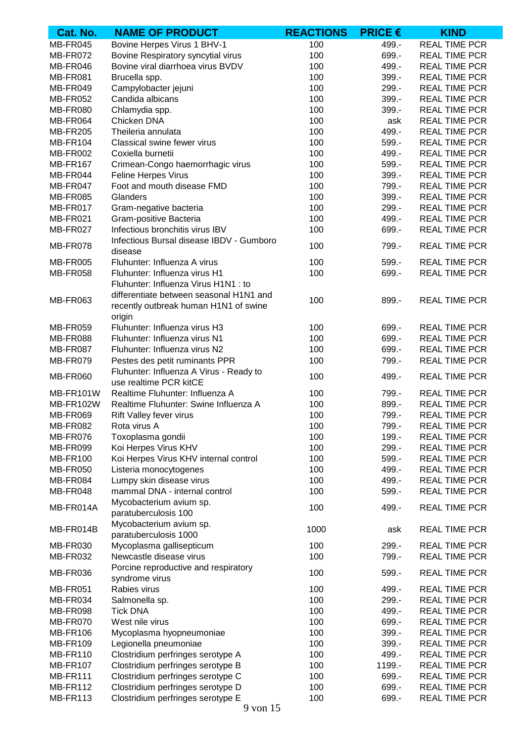| Cat. No. | NAME OF PRODUCT | REACTIONS | PRICE € | KIND |
|---|---|---|---|---|
| MB-FR045 | Bovine Herpes Virus 1 BHV-1 | 100 | 499.- | REAL TIME PCR |
| MB-FR072 | Bovine Respiratory syncytial virus | 100 | 699.- | REAL TIME PCR |
| MB-FR046 | Bovine viral diarrhoea virus BVDV | 100 | 499.- | REAL TIME PCR |
| MB-FR081 | Brucella spp. | 100 | 399.- | REAL TIME PCR |
| MB-FR049 | Campylobacter jejuni | 100 | 299.- | REAL TIME PCR |
| MB-FR052 | Candida albicans | 100 | 399.- | REAL TIME PCR |
| MB-FR080 | Chlamydia spp. | 100 | 399.- | REAL TIME PCR |
| MB-FR064 | Chicken DNA | 100 | ask | REAL TIME PCR |
| MB-FR205 | Theileria annulata | 100 | 499.- | REAL TIME PCR |
| MB-FR104 | Classical swine fewer virus | 100 | 599.- | REAL TIME PCR |
| MB-FR002 | Coxiella burnetii | 100 | 499.- | REAL TIME PCR |
| MB-FR167 | Crimean-Congo haemorrhagic virus | 100 | 599.- | REAL TIME PCR |
| MB-FR044 | Feline Herpes Virus | 100 | 399.- | REAL TIME PCR |
| MB-FR047 | Foot and mouth disease FMD | 100 | 799.- | REAL TIME PCR |
| MB-FR085 | Glanders | 100 | 399.- | REAL TIME PCR |
| MB-FR017 | Gram-negative bacteria | 100 | 299.- | REAL TIME PCR |
| MB-FR021 | Gram-positive Bacteria | 100 | 499.- | REAL TIME PCR |
| MB-FR027 | Infectious bronchitis virus IBV | 100 | 699.- | REAL TIME PCR |
| MB-FR078 | Infectious Bursal disease IBDV - Gumboro disease | 100 | 799.- | REAL TIME PCR |
| MB-FR005 | Fluhunter: Influenza A virus | 100 | 599.- | REAL TIME PCR |
| MB-FR058 | Fluhunter: Influenza virus H1 | 100 | 699.- | REAL TIME PCR |
| MB-FR063 | Fluhunter: Influenza Virus H1N1 : to differentiate between seasonal H1N1 and recently outbreak human H1N1 of swine origin | 100 | 899.- | REAL TIME PCR |
| MB-FR059 | Fluhunter: Influenza virus H3 | 100 | 699.- | REAL TIME PCR |
| MB-FR088 | Fluhunter: Influenza virus N1 | 100 | 699.- | REAL TIME PCR |
| MB-FR087 | Fluhunter: Influenza virus N2 | 100 | 699.- | REAL TIME PCR |
| MB-FR079 | Pestes des petit ruminants PPR | 100 | 799.- | REAL TIME PCR |
| MB-FR060 | Fluhunter: Influenza A Virus - Ready to use realtime PCR kitCE | 100 | 499.- | REAL TIME PCR |
| MB-FR101W | Realtime Fluhunter: Influenza A | 100 | 799.- | REAL TIME PCR |
| MB-FR102W | Realtime Fluhunter: Swine Influenza A | 100 | 899.- | REAL TIME PCR |
| MB-FR069 | Rift Valley fever virus | 100 | 799.- | REAL TIME PCR |
| MB-FR082 | Rota virus A | 100 | 799.- | REAL TIME PCR |
| MB-FR076 | Toxoplasma gondii | 100 | 199.- | REAL TIME PCR |
| MB-FR099 | Koi Herpes Virus KHV | 100 | 299.- | REAL TIME PCR |
| MB-FR100 | Koi Herpes Virus KHV internal control | 100 | 599.- | REAL TIME PCR |
| MB-FR050 | Listeria monocytogenes | 100 | 499.- | REAL TIME PCR |
| MB-FR084 | Lumpy skin disease virus | 100 | 499.- | REAL TIME PCR |
| MB-FR048 | mammal DNA - internal control | 100 | 599.- | REAL TIME PCR |
| MB-FR014A | Mycobacterium avium sp. paratuberculosis 100 | 100 | 499.- | REAL TIME PCR |
| MB-FR014B | Mycobacterium avium sp. paratuberculosis 1000 | 1000 | ask | REAL TIME PCR |
| MB-FR030 | Mycoplasma gallisepticum | 100 | 299.- | REAL TIME PCR |
| MB-FR032 | Newcastle disease virus | 100 | 799.- | REAL TIME PCR |
| MB-FR036 | Porcine reproductive and respiratory syndrome virus | 100 | 599.- | REAL TIME PCR |
| MB-FR051 | Rabies virus | 100 | 499.- | REAL TIME PCR |
| MB-FR034 | Salmonella sp. | 100 | 299.- | REAL TIME PCR |
| MB-FR098 | Tick DNA | 100 | 499.- | REAL TIME PCR |
| MB-FR070 | West nile virus | 100 | 699.- | REAL TIME PCR |
| MB-FR106 | Mycoplasma hypopneumoniae | 100 | 399.- | REAL TIME PCR |
| MB-FR109 | Legionella pneumoniae | 100 | 399.- | REAL TIME PCR |
| MB-FR110 | Clostridium perfringes serotype A | 100 | 499.- | REAL TIME PCR |
| MB-FR107 | Clostridium perfringes serotype B | 100 | 1199.- | REAL TIME PCR |
| MB-FR111 | Clostridium perfringes serotype C | 100 | 699.- | REAL TIME PCR |
| MB-FR112 | Clostridium perfringes serotype D | 100 | 699.- | REAL TIME PCR |
| MB-FR113 | Clostridium perfringes serotype E | 100 | 699.- | REAL TIME PCR |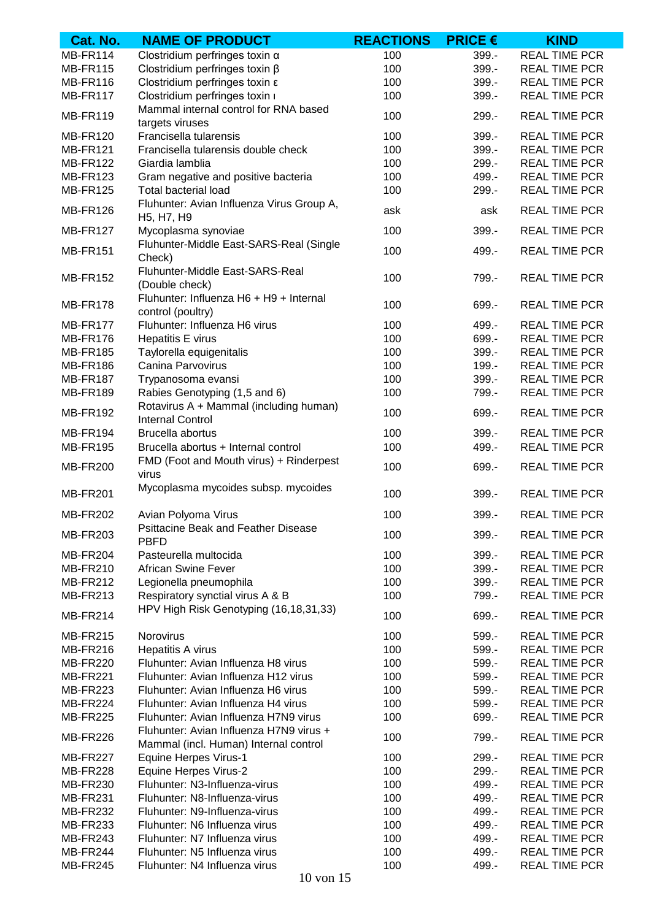| Cat. No. | NAME OF PRODUCT | REACTIONS | PRICE € | KIND |
|---|---|---|---|---|
| MB-FR114 | Clostridium perfringes toxin α | 100 | 399.- | REAL TIME PCR |
| MB-FR115 | Clostridium perfringes toxin β | 100 | 399.- | REAL TIME PCR |
| MB-FR116 | Clostridium perfringes toxin ε | 100 | 399.- | REAL TIME PCR |
| MB-FR117 | Clostridium perfringes toxin ι | 100 | 399.- | REAL TIME PCR |
| MB-FR119 | Mammal internal control for RNA based targets viruses | 100 | 299.- | REAL TIME PCR |
| MB-FR120 | Francisella tularensis | 100 | 399.- | REAL TIME PCR |
| MB-FR121 | Francisella tularensis double check | 100 | 399.- | REAL TIME PCR |
| MB-FR122 | Giardia lamblia | 100 | 299.- | REAL TIME PCR |
| MB-FR123 | Gram negative and positive bacteria | 100 | 499.- | REAL TIME PCR |
| MB-FR125 | Total bacterial load | 100 | 299.- | REAL TIME PCR |
| MB-FR126 | Fluhunter: Avian Influenza Virus Group A, H5, H7, H9 | ask | ask | REAL TIME PCR |
| MB-FR127 | Mycoplasma synoviae | 100 | 399.- | REAL TIME PCR |
| MB-FR151 | Fluhunter-Middle East-SARS-Real (Single Check) | 100 | 499.- | REAL TIME PCR |
| MB-FR152 | Fluhunter-Middle East-SARS-Real (Double check) | 100 | 799.- | REAL TIME PCR |
| MB-FR178 | Fluhunter: Influenza H6 + H9 + Internal control (poultry) | 100 | 699.- | REAL TIME PCR |
| MB-FR177 | Fluhunter: Influenza H6 virus | 100 | 499.- | REAL TIME PCR |
| MB-FR176 | Hepatitis E virus | 100 | 699.- | REAL TIME PCR |
| MB-FR185 | Taylorella equigenitalis | 100 | 399.- | REAL TIME PCR |
| MB-FR186 | Canina Parvovirus | 100 | 199.- | REAL TIME PCR |
| MB-FR187 | Trypanosoma evansi | 100 | 399.- | REAL TIME PCR |
| MB-FR189 | Rabies Genotyping (1,5 and 6) | 100 | 799.- | REAL TIME PCR |
| MB-FR192 | Rotavirus A + Mammal (including human) Internal Control | 100 | 699.- | REAL TIME PCR |
| MB-FR194 | Brucella abortus | 100 | 399.- | REAL TIME PCR |
| MB-FR195 | Brucella abortus + Internal control | 100 | 499.- | REAL TIME PCR |
| MB-FR200 | FMD (Foot and Mouth virus) + Rinderpest virus | 100 | 699.- | REAL TIME PCR |
| MB-FR201 | Mycoplasma mycoides subsp. mycoides | 100 | 399.- | REAL TIME PCR |
| MB-FR202 | Avian Polyoma Virus | 100 | 399.- | REAL TIME PCR |
| MB-FR203 | Psittacine Beak and Feather Disease PBFD | 100 | 399.- | REAL TIME PCR |
| MB-FR204 | Pasteurella multocida | 100 | 399.- | REAL TIME PCR |
| MB-FR210 | African Swine Fever | 100 | 399.- | REAL TIME PCR |
| MB-FR212 | Legionella pneumophila | 100 | 399.- | REAL TIME PCR |
| MB-FR213 | Respiratory synctial virus A & B | 100 | 799.- | REAL TIME PCR |
| MB-FR214 | HPV High Risk Genotyping (16,18,31,33) | 100 | 699.- | REAL TIME PCR |
| MB-FR215 | Norovirus | 100 | 599.- | REAL TIME PCR |
| MB-FR216 | Hepatitis A virus | 100 | 599.- | REAL TIME PCR |
| MB-FR220 | Fluhunter: Avian Influenza H8 virus | 100 | 599.- | REAL TIME PCR |
| MB-FR221 | Fluhunter: Avian Influenza H12 virus | 100 | 599.- | REAL TIME PCR |
| MB-FR223 | Fluhunter: Avian Influenza H6 virus | 100 | 599.- | REAL TIME PCR |
| MB-FR224 | Fluhunter: Avian Influenza H4 virus | 100 | 599.- | REAL TIME PCR |
| MB-FR225 | Fluhunter: Avian Influenza H7N9 virus | 100 | 699.- | REAL TIME PCR |
| MB-FR226 | Fluhunter: Avian Influenza H7N9 virus + Mammal (incl. Human) Internal control | 100 | 799.- | REAL TIME PCR |
| MB-FR227 | Equine Herpes Virus-1 | 100 | 299.- | REAL TIME PCR |
| MB-FR228 | Equine Herpes Virus-2 | 100 | 299.- | REAL TIME PCR |
| MB-FR230 | Fluhunter: N3-Influenza-virus | 100 | 499.- | REAL TIME PCR |
| MB-FR231 | Fluhunter: N8-Influenza-virus | 100 | 499.- | REAL TIME PCR |
| MB-FR232 | Fluhunter: N9-Influenza-virus | 100 | 499.- | REAL TIME PCR |
| MB-FR233 | Fluhunter: N6 Influenza virus | 100 | 499.- | REAL TIME PCR |
| MB-FR243 | Fluhunter: N7 Influenza virus | 100 | 499.- | REAL TIME PCR |
| MB-FR244 | Fluhunter: N5 Influenza virus | 100 | 499.- | REAL TIME PCR |
| MB-FR245 | Fluhunter: N4 Influenza virus | 100 | 499.- | REAL TIME PCR |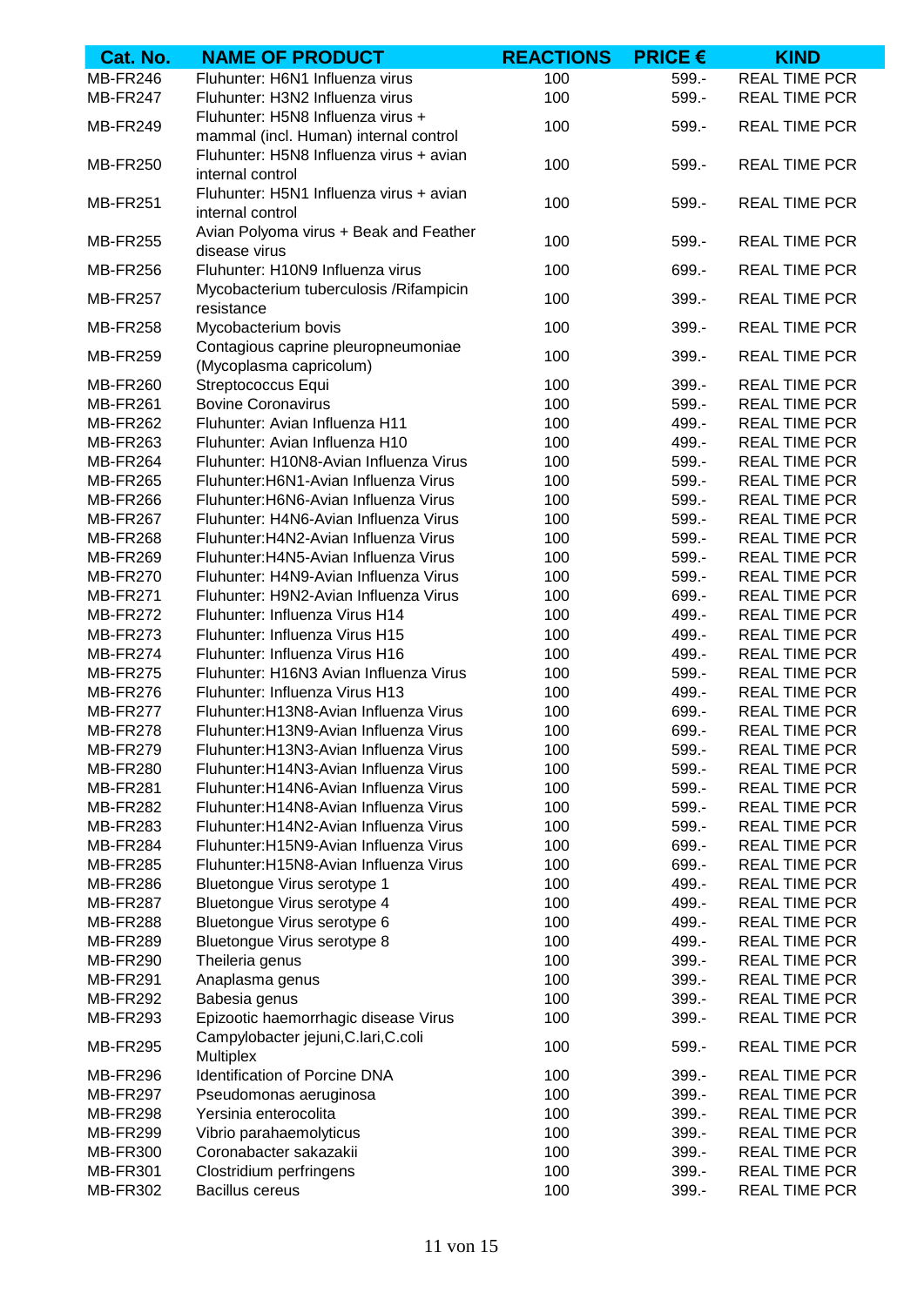| Cat. No. | NAME OF PRODUCT | REACTIONS | PRICE € | KIND |
|---|---|---|---|---|
| MB-FR246 | Fluhunter: H6N1 Influenza virus | 100 | 599.- | REAL TIME PCR |
| MB-FR247 | Fluhunter: H3N2 Influenza virus | 100 | 599.- | REAL TIME PCR |
| MB-FR249 | Fluhunter: H5N8 Influenza virus + mammal (incl. Human) internal control | 100 | 599.- | REAL TIME PCR |
| MB-FR250 | Fluhunter: H5N8 Influenza virus + avian internal control | 100 | 599.- | REAL TIME PCR |
| MB-FR251 | Fluhunter: H5N1 Influenza virus + avian internal control | 100 | 599.- | REAL TIME PCR |
| MB-FR255 | Avian Polyoma virus + Beak and Feather disease virus | 100 | 599.- | REAL TIME PCR |
| MB-FR256 | Fluhunter: H10N9 Influenza virus | 100 | 699.- | REAL TIME PCR |
| MB-FR257 | Mycobacterium tuberculosis /Rifampicin resistance | 100 | 399.- | REAL TIME PCR |
| MB-FR258 | Mycobacterium bovis | 100 | 399.- | REAL TIME PCR |
| MB-FR259 | Contagious caprine pleuropneumoniae (Mycoplasma capricolum) | 100 | 399.- | REAL TIME PCR |
| MB-FR260 | Streptococcus Equi | 100 | 399.- | REAL TIME PCR |
| MB-FR261 | Bovine Coronavirus | 100 | 599.- | REAL TIME PCR |
| MB-FR262 | Fluhunter: Avian Influenza H11 | 100 | 499.- | REAL TIME PCR |
| MB-FR263 | Fluhunter: Avian Influenza H10 | 100 | 499.- | REAL TIME PCR |
| MB-FR264 | Fluhunter: H10N8-Avian Influenza Virus | 100 | 599.- | REAL TIME PCR |
| MB-FR265 | Fluhunter:H6N1-Avian Influenza Virus | 100 | 599.- | REAL TIME PCR |
| MB-FR266 | Fluhunter:H6N6-Avian Influenza Virus | 100 | 599.- | REAL TIME PCR |
| MB-FR267 | Fluhunter: H4N6-Avian Influenza Virus | 100 | 599.- | REAL TIME PCR |
| MB-FR268 | Fluhunter:H4N2-Avian Influenza Virus | 100 | 599.- | REAL TIME PCR |
| MB-FR269 | Fluhunter:H4N5-Avian Influenza Virus | 100 | 599.- | REAL TIME PCR |
| MB-FR270 | Fluhunter: H4N9-Avian Influenza Virus | 100 | 599.- | REAL TIME PCR |
| MB-FR271 | Fluhunter: H9N2-Avian Influenza Virus | 100 | 699.- | REAL TIME PCR |
| MB-FR272 | Fluhunter: Influenza Virus H14 | 100 | 499.- | REAL TIME PCR |
| MB-FR273 | Fluhunter: Influenza Virus H15 | 100 | 499.- | REAL TIME PCR |
| MB-FR274 | Fluhunter: Influenza Virus H16 | 100 | 499.- | REAL TIME PCR |
| MB-FR275 | Fluhunter: H16N3 Avian Influenza Virus | 100 | 599.- | REAL TIME PCR |
| MB-FR276 | Fluhunter: Influenza Virus H13 | 100 | 499.- | REAL TIME PCR |
| MB-FR277 | Fluhunter:H13N8-Avian Influenza Virus | 100 | 699.- | REAL TIME PCR |
| MB-FR278 | Fluhunter:H13N9-Avian Influenza Virus | 100 | 699.- | REAL TIME PCR |
| MB-FR279 | Fluhunter:H13N3-Avian Influenza Virus | 100 | 599.- | REAL TIME PCR |
| MB-FR280 | Fluhunter:H14N3-Avian Influenza Virus | 100 | 599.- | REAL TIME PCR |
| MB-FR281 | Fluhunter:H14N6-Avian Influenza Virus | 100 | 599.- | REAL TIME PCR |
| MB-FR282 | Fluhunter:H14N8-Avian Influenza Virus | 100 | 599.- | REAL TIME PCR |
| MB-FR283 | Fluhunter:H14N2-Avian Influenza Virus | 100 | 599.- | REAL TIME PCR |
| MB-FR284 | Fluhunter:H15N9-Avian Influenza Virus | 100 | 699.- | REAL TIME PCR |
| MB-FR285 | Fluhunter:H15N8-Avian Influenza Virus | 100 | 699.- | REAL TIME PCR |
| MB-FR286 | Bluetongue Virus serotype 1 | 100 | 499.- | REAL TIME PCR |
| MB-FR287 | Bluetongue Virus serotype 4 | 100 | 499.- | REAL TIME PCR |
| MB-FR288 | Bluetongue Virus serotype 6 | 100 | 499.- | REAL TIME PCR |
| MB-FR289 | Bluetongue Virus serotype 8 | 100 | 499.- | REAL TIME PCR |
| MB-FR290 | Theileria genus | 100 | 399.- | REAL TIME PCR |
| MB-FR291 | Anaplasma genus | 100 | 399.- | REAL TIME PCR |
| MB-FR292 | Babesia genus | 100 | 399.- | REAL TIME PCR |
| MB-FR293 | Epizootic haemorrhagic disease Virus | 100 | 399.- | REAL TIME PCR |
| MB-FR295 | Campylobacter jejuni,C.lari,C.coli Multiplex | 100 | 599.- | REAL TIME PCR |
| MB-FR296 | Identification of Porcine DNA | 100 | 399.- | REAL TIME PCR |
| MB-FR297 | Pseudomonas aeruginosa | 100 | 399.- | REAL TIME PCR |
| MB-FR298 | Yersinia enterocolita | 100 | 399.- | REAL TIME PCR |
| MB-FR299 | Vibrio parahaemolyticus | 100 | 399.- | REAL TIME PCR |
| MB-FR300 | Coronabacter sakazakii | 100 | 399.- | REAL TIME PCR |
| MB-FR301 | Clostridium perfringens | 100 | 399.- | REAL TIME PCR |
| MB-FR302 | Bacillus cereus | 100 | 399.- | REAL TIME PCR |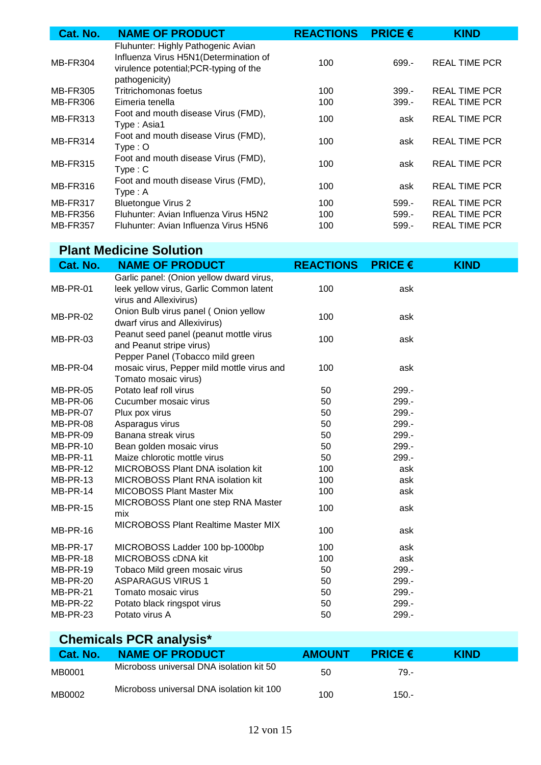| Cat. No. | NAME OF PRODUCT | REACTIONS | PRICE € | KIND |
|---|---|---|---|---|
| MB-FR304 | Fluhunter: Highly Pathogenic Avian Influenza Virus H5N1(Determination of virulence potential;PCR-typing of the pathogenicity) | 100 | 699.- | REAL TIME PCR |
| MB-FR305 | Tritrichomonas foetus | 100 | 399.- | REAL TIME PCR |
| MB-FR306 | Eimeria tenella | 100 | 399.- | REAL TIME PCR |
| MB-FR313 | Foot and mouth disease Virus (FMD), Type : Asia1 | 100 | ask | REAL TIME PCR |
| MB-FR314 | Foot and mouth disease Virus (FMD), Type : O | 100 | ask | REAL TIME PCR |
| MB-FR315 | Foot and mouth disease Virus (FMD), Type : C | 100 | ask | REAL TIME PCR |
| MB-FR316 | Foot and mouth disease Virus (FMD), Type : A | 100 | ask | REAL TIME PCR |
| MB-FR317 | Bluetongue Virus 2 | 100 | 599.- | REAL TIME PCR |
| MB-FR356 | Fluhunter: Avian Influenza Virus H5N2 | 100 | 599.- | REAL TIME PCR |
| MB-FR357 | Fluhunter: Avian Influenza Virus H5N6 | 100 | 599.- | REAL TIME PCR |

## Plant Medicine Solution

| Cat. No. | NAME OF PRODUCT | REACTIONS | PRICE € | KIND |
|---|---|---|---|---|
| MB-PR-01 | Garlic panel: (Onion yellow dward virus, leek yellow virus, Garlic Common latent virus and Allexivirus) | 100 | ask | |
| MB-PR-02 | Onion Bulb virus panel ( Onion yellow dwarf virus and Allexivirus) | 100 | ask | |
| MB-PR-03 | Peanut seed panel (peanut mottle virus and Peanut stripe virus) | 100 | ask | |
| MB-PR-04 | Pepper Panel (Tobacco mild green mosaic virus, Pepper mild mottle virus and Tomato mosaic virus) | 100 | ask | |
| MB-PR-05 | Potato leaf roll virus | 50 | 299.- | |
| MB-PR-06 | Cucumber mosaic virus | 50 | 299.- | |
| MB-PR-07 | Plux pox virus | 50 | 299.- | |
| MB-PR-08 | Asparagus virus | 50 | 299.- | |
| MB-PR-09 | Banana streak virus | 50 | 299.- | |
| MB-PR-10 | Bean golden mosaic virus | 50 | 299.- | |
| MB-PR-11 | Maize chlorotic mottle virus | 50 | 299.- | |
| MB-PR-12 | MICROBOSS Plant DNA isolation kit | 100 | ask | |
| MB-PR-13 | MICROBOSS Plant RNA isolation kit | 100 | ask | |
| MB-PR-14 | MICOBOSS Plant Master Mix | 100 | ask | |
| MB-PR-15 | MICROBOSS Plant one step RNA Master mix | 100 | ask | |
| MB-PR-16 | MICROBOSS Plant Realtime Master MIX | 100 | ask | |
| MB-PR-17 | MICROBOSS Ladder 100 bp-1000bp | 100 | ask | |
| MB-PR-18 | MICROBOSS cDNA kit | 100 | ask | |
| MB-PR-19 | Tobaco Mild green mosaic virus | 50 | 299.- | |
| MB-PR-20 | ASPARAGUS VIRUS 1 | 50 | 299.- | |
| MB-PR-21 | Tomato mosaic virus | 50 | 299.- | |
| MB-PR-22 | Potato black ringspot virus | 50 | 299.- | |
| MB-PR-23 | Potato virus A | 50 | 299.- | |

## Chemicals PCR analysis*

| Cat. No. | NAME OF PRODUCT | AMOUNT | PRICE € | KIND |
|---|---|---|---|---|
| MB0001 | Microboss universal DNA isolation kit 50 | 50 | 79.- | |
| MB0002 | Microboss universal DNA isolation kit 100 | 100 | 150.- | |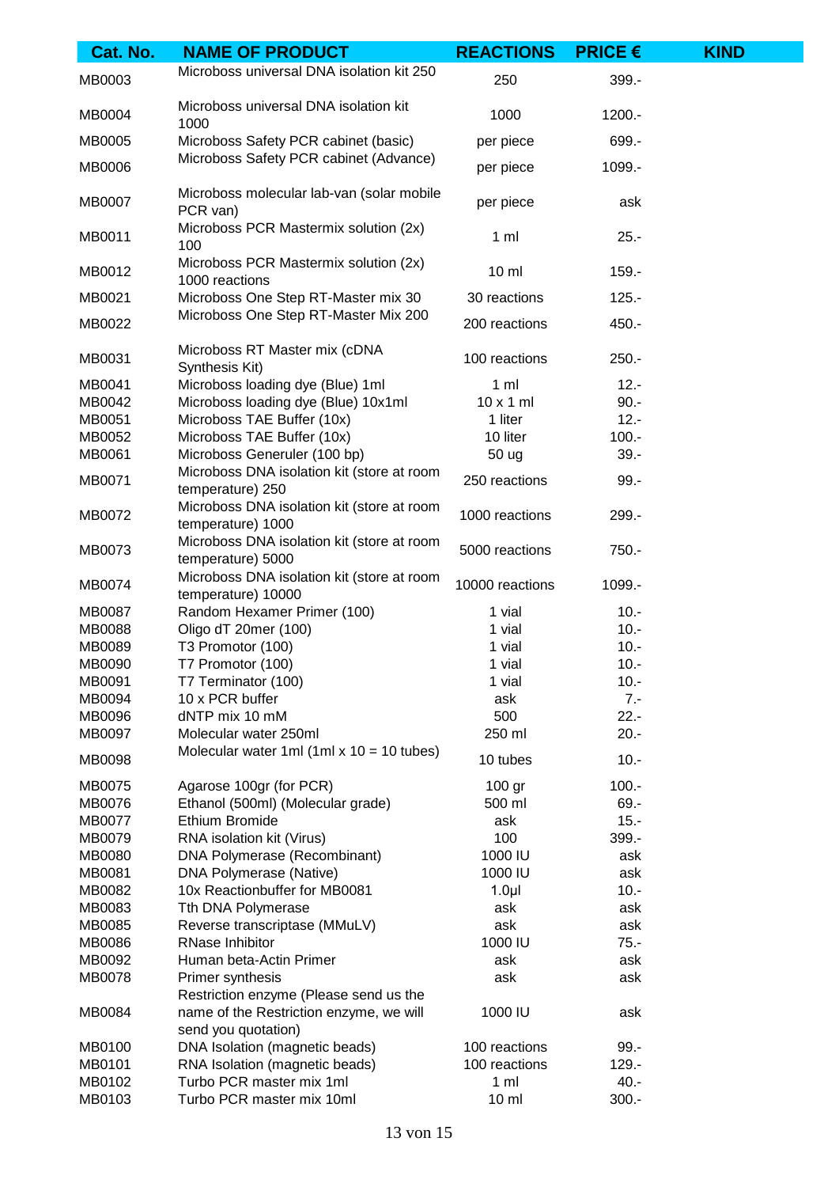| Cat. No. | NAME OF PRODUCT | REACTIONS | PRICE € | KIND |
|---|---|---|---|---|
| MB0003 | Microboss universal DNA isolation kit 250 | 250 | 399.- | |
| MB0004 | Microboss universal DNA isolation kit 1000 | 1000 | 1200.- | |
| MB0005 | Microboss Safety PCR cabinet (basic) | per piece | 699.- | |
| MB0006 | Microboss Safety PCR cabinet (Advance) | per piece | 1099.- | |
| MB0007 | Microboss molecular lab-van (solar mobile PCR van) | per piece | ask | |
| MB0011 | Microboss PCR Mastermix solution (2x) 100 | 1 ml | 25.- | |
| MB0012 | Microboss PCR Mastermix solution (2x) 1000 reactions | 10 ml | 159.- | |
| MB0021 | Microboss One Step RT-Master mix 30 | 30 reactions | 125.- | |
| MB0022 | Microboss One Step RT-Master Mix 200 | 200 reactions | 450.- | |
| MB0031 | Microboss RT Master mix (cDNA Synthesis Kit) | 100 reactions | 250.- | |
| MB0041 | Microboss loading dye (Blue) 1ml | 1 ml | 12.- | |
| MB0042 | Microboss loading dye (Blue) 10x1ml | 10 x 1 ml | 90.- | |
| MB0051 | Microboss TAE Buffer (10x) | 1 liter | 12.- | |
| MB0052 | Microboss TAE Buffer (10x) | 10 liter | 100.- | |
| MB0061 | Microboss Generuler (100 bp) | 50 ug | 39.- | |
| MB0071 | Microboss DNA isolation kit (store at room temperature) 250 | 250 reactions | 99.- | |
| MB0072 | Microboss DNA isolation kit (store at room temperature) 1000 | 1000 reactions | 299.- | |
| MB0073 | Microboss DNA isolation kit (store at room temperature) 5000 | 5000 reactions | 750.- | |
| MB0074 | Microboss DNA isolation kit (store at room temperature) 10000 | 10000 reactions | 1099.- | |
| MB0087 | Random Hexamer Primer (100) | 1 vial | 10.- | |
| MB0088 | Oligo dT 20mer (100) | 1 vial | 10.- | |
| MB0089 | T3 Promotor (100) | 1 vial | 10.- | |
| MB0090 | T7 Promotor (100) | 1 vial | 10.- | |
| MB0091 | T7 Terminator (100) | 1 vial | 10.- | |
| MB0094 | 10 x PCR buffer | ask | 7.- | |
| MB0096 | dNTP mix 10 mM | 500 | 22.- | |
| MB0097 | Molecular water 250ml | 250 ml | 20.- | |
| MB0098 | Molecular water 1ml (1ml x 10 = 10 tubes) | 10 tubes | 10.- | |
| MB0075 | Agarose 100gr (for PCR) | 100 gr | 100.- | |
| MB0076 | Ethanol (500ml) (Molecular grade) | 500 ml | 69.- | |
| MB0077 | Ethium Bromide | ask | 15.- | |
| MB0079 | RNA isolation kit (Virus) | 100 | 399.- | |
| MB0080 | DNA Polymerase (Recombinant) | 1000 IU | ask | |
| MB0081 | DNA Polymerase (Native) | 1000 IU | ask | |
| MB0082 | 10x Reactionbuffer for MB0081 | 1.0µl | 10.- | |
| MB0083 | Tth DNA Polymerase | ask | ask | |
| MB0085 | Reverse transcriptase (MMuLV) | ask | ask | |
| MB0086 | RNase Inhibitor | 1000 IU | 75.- | |
| MB0092 | Human beta-Actin Primer | ask | ask | |
| MB0078 | Primer synthesis | ask | ask | |
| MB0084 | Restriction enzyme (Please send us the name of the Restriction enzyme, we will send you quotation) | 1000 IU | ask | |
| MB0100 | DNA Isolation (magnetic beads) | 100 reactions | 99.- | |
| MB0101 | RNA Isolation (magnetic beads) | 100 reactions | 129.- | |
| MB0102 | Turbo PCR master mix 1ml | 1 ml | 40.- | |
| MB0103 | Turbo PCR master mix 10ml | 10 ml | 300.- | |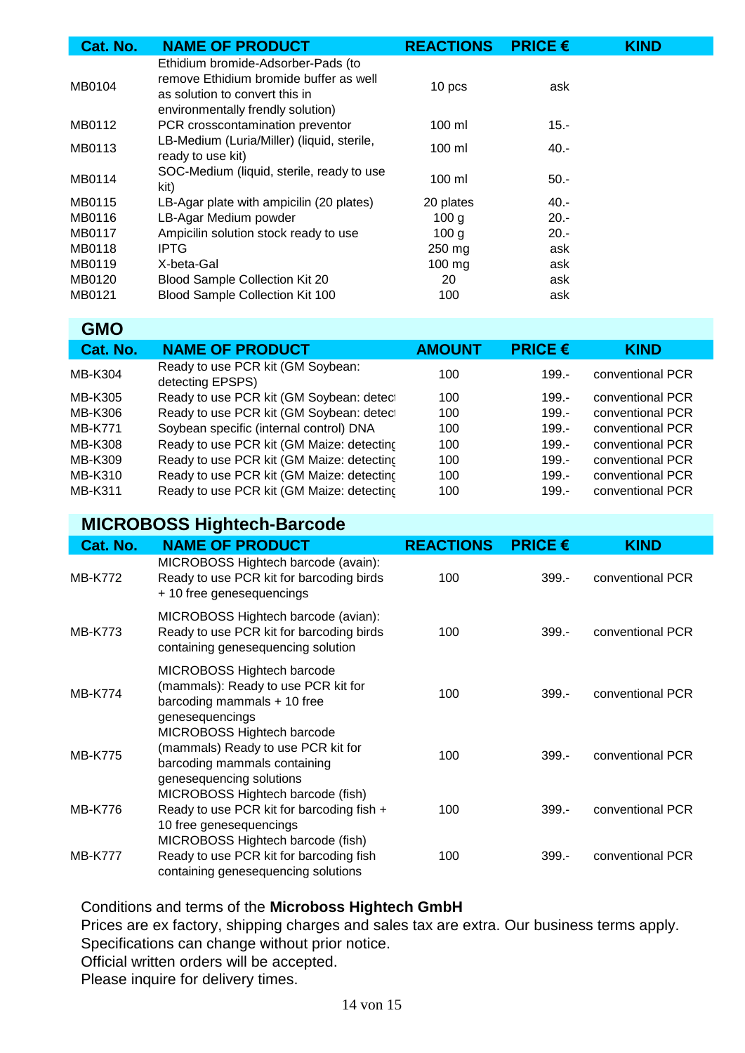| Cat. No. | NAME OF PRODUCT | REACTIONS | PRICE € | KIND |
|---|---|---|---|---|
| MB0104 | Ethidium bromide-Adsorber-Pads (to remove Ethidium bromide buffer as well as solution to convert this in environmentally frendly solution) | 10 pcs | ask | |
| MB0112 | PCR crosscontamination preventor | 100 ml | 15.- | |
| MB0113 | LB-Medium (Luria/Miller) (liquid, sterile, ready to use kit) | 100 ml | 40.- | |
| MB0114 | SOC-Medium (liquid, sterile, ready to use kit) | 100 ml | 50.- | |
| MB0115 | LB-Agar plate with ampicilin (20 plates) | 20 plates | 40.- | |
| MB0116 | LB-Agar Medium powder | 100 g | 20.- | |
| MB0117 | Ampicilin solution stock ready to use | 100 g | 20.- | |
| MB0118 | IPTG | 250 mg | ask | |
| MB0119 | X-beta-Gal | 100 mg | ask | |
| MB0120 | Blood Sample Collection Kit 20 | 20 | ask | |
| MB0121 | Blood Sample Collection Kit 100 | 100 | ask | |

## GMO

| Cat. No. | NAME OF PRODUCT | AMOUNT | PRICE € | KIND |
|---|---|---|---|---|
| MB-K304 | Ready to use PCR kit (GM Soybean: detecting EPSPS) | 100 | 199.- | conventional PCR |
| MB-K305 | Ready to use PCR kit (GM Soybean: detect | 100 | 199.- | conventional PCR |
| MB-K306 | Ready to use PCR kit (GM Soybean: detect | 100 | 199.- | conventional PCR |
| MB-K771 | Soybean specific (internal control) DNA | 100 | 199.- | conventional PCR |
| MB-K308 | Ready to use PCR kit (GM Maize: detecting | 100 | 199.- | conventional PCR |
| MB-K309 | Ready to use PCR kit (GM Maize: detecting | 100 | 199.- | conventional PCR |
| MB-K310 | Ready to use PCR kit (GM Maize: detecting | 100 | 199.- | conventional PCR |
| MB-K311 | Ready to use PCR kit (GM Maize: detecting | 100 | 199.- | conventional PCR |

## MICROBOSS Hightech-Barcode

| Cat. No. | NAME OF PRODUCT | REACTIONS | PRICE € | KIND |
|---|---|---|---|---|
| MB-K772 | MICROBOSS Hightech barcode (avain): Ready to use PCR kit for barcoding birds + 10 free genesequencings | 100 | 399.- | conventional PCR |
| MB-K773 | MICROBOSS Hightech barcode (avian): Ready to use PCR kit for barcoding birds containing genesequencing solution | 100 | 399.- | conventional PCR |
| MB-K774 | MICROBOSS Hightech barcode (mammals): Ready to use PCR kit for barcoding mammals + 10 free genesequencings | 100 | 399.- | conventional PCR |
| MB-K775 | MICROBOSS Hightech barcode (mammals) Ready to use PCR kit for barcoding mammals containing genesequencing solutions | 100 | 399.- | conventional PCR |
| MB-K776 | MICROBOSS Hightech barcode (fish) Ready to use PCR kit for barcoding fish + 10 free genesequencings | 100 | 399.- | conventional PCR |
| MB-K777 | MICROBOSS Hightech barcode (fish) Ready to use PCR kit for barcoding fish containing genesequencing solutions | 100 | 399.- | conventional PCR |

Conditions and terms of the **Microboss Hightech GmbH**
Prices are ex factory, shipping charges and sales tax are extra. Our business terms apply.
Specifications can change without prior notice.
Official written orders will be accepted.
Please inquire for delivery times.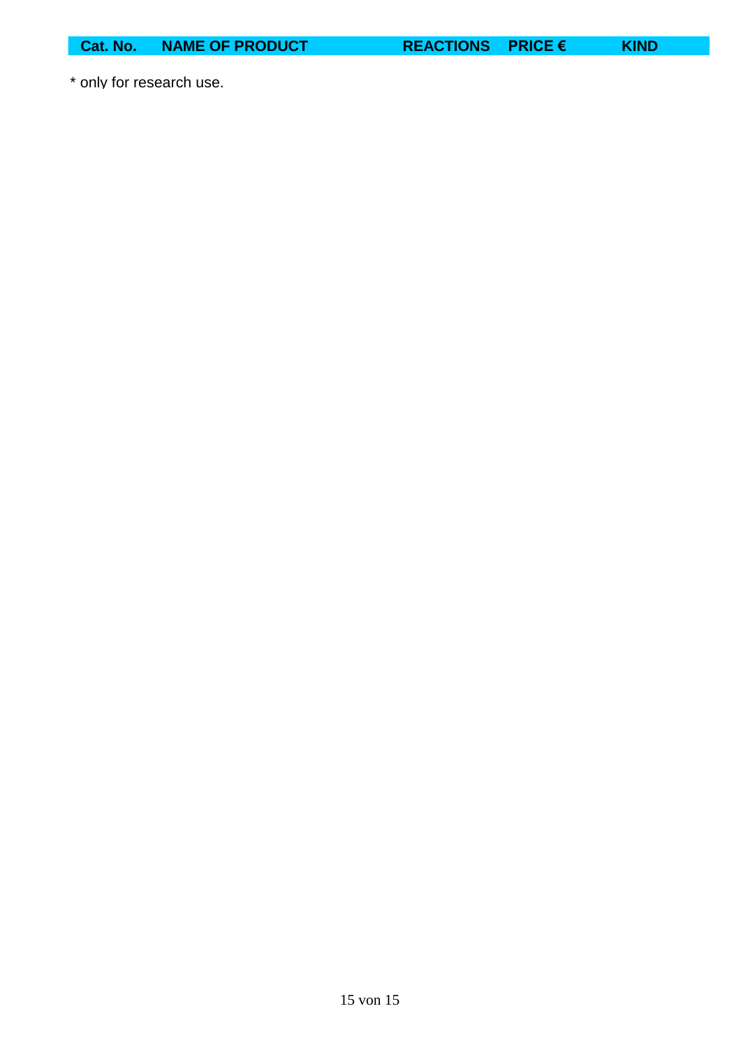| Cat. No. | NAME OF PRODUCT | REACTIONS | PRICE € | KIND |
|---|---|---|---|---|

* only for research use.